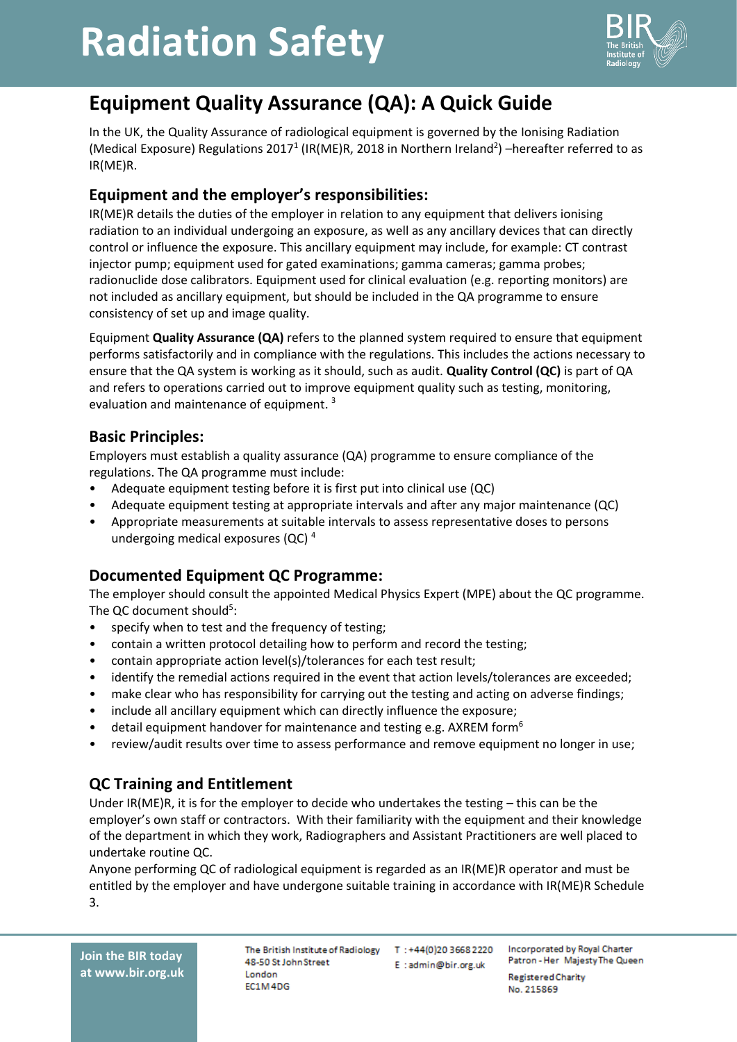# Radiation Safety

## Equipment Quality Assurance (QA): A Quick Guide

In the UK, the Quality Assurance of radiological equipment is governed by the Ionising Radiation (Medical Exposure) Regulations 2017[1] (IR(ME)R, 2018 in Northern Ireland[2]) –hereafter referred to as IR(ME)R.

### Equipment and the employer's responsibilities:

IR(ME)R details the duties of the employer in relation to any equipment that delivers ionising radiation to an individual undergoing an exposure, as well as any ancillary devices that can directly control or influence the exposure. This ancillary equipment may include, for example: CT contrast injector pump; equipment used for gated examinations; gamma cameras; gamma probes; radionuclide dose calibrators. Equipment used for clinical evaluation (e.g. reporting monitors) are not included as ancillary equipment, but should be included in the QA programme to ensure consistency of set up and image quality.

Equipment **Quality Assurance (QA)** refers to the planned system required to ensure that equipment performs satisfactorily and in compliance with the regulations. This includes the actions necessary to ensure that the QA system is working as it should, such as audit. **Quality Control (QC)** is part of QA and refers to operations carried out to improve equipment quality such as testing, monitoring, evaluation and maintenance of equipment. [3]

### Basic Principles:

Employers must establish a quality assurance (QA) programme to ensure compliance of the regulations. The QA programme must include:

- Adequate equipment testing before it is first put into clinical use (QC)
- Adequate equipment testing at appropriate intervals and after any major maintenance (QC)
- Appropriate measurements at suitable intervals to assess representative doses to persons undergoing medical exposures (QC) [4]

### Documented Equipment QC Programme:

The employer should consult the appointed Medical Physics Expert (MPE) about the QC programme. The QC document should[5]:

- specify when to test and the frequency of testing;
- contain a written protocol detailing how to perform and record the testing;
- contain appropriate action level(s)/tolerances for each test result;
- identify the remedial actions required in the event that action levels/tolerances are exceeded;
- make clear who has responsibility for carrying out the testing and acting on adverse findings;
- include all ancillary equipment which can directly influence the exposure;
- detail equipment handover for maintenance and testing e.g. AXREM form[6]
- review/audit results over time to assess performance and remove equipment no longer in use;

### QC Training and Entitlement

Under IR(ME)R, it is for the employer to decide who undertakes the testing – this can be the employer's own staff or contractors. With their familiarity with the equipment and their knowledge of the department in which they work, Radiographers and Assistant Practitioners are well placed to undertake routine QC.

Anyone performing QC of radiological equipment is regarded as an IR(ME)R operator and must be entitled by the employer and have undergone suitable training in accordance with IR(ME)R Schedule 3.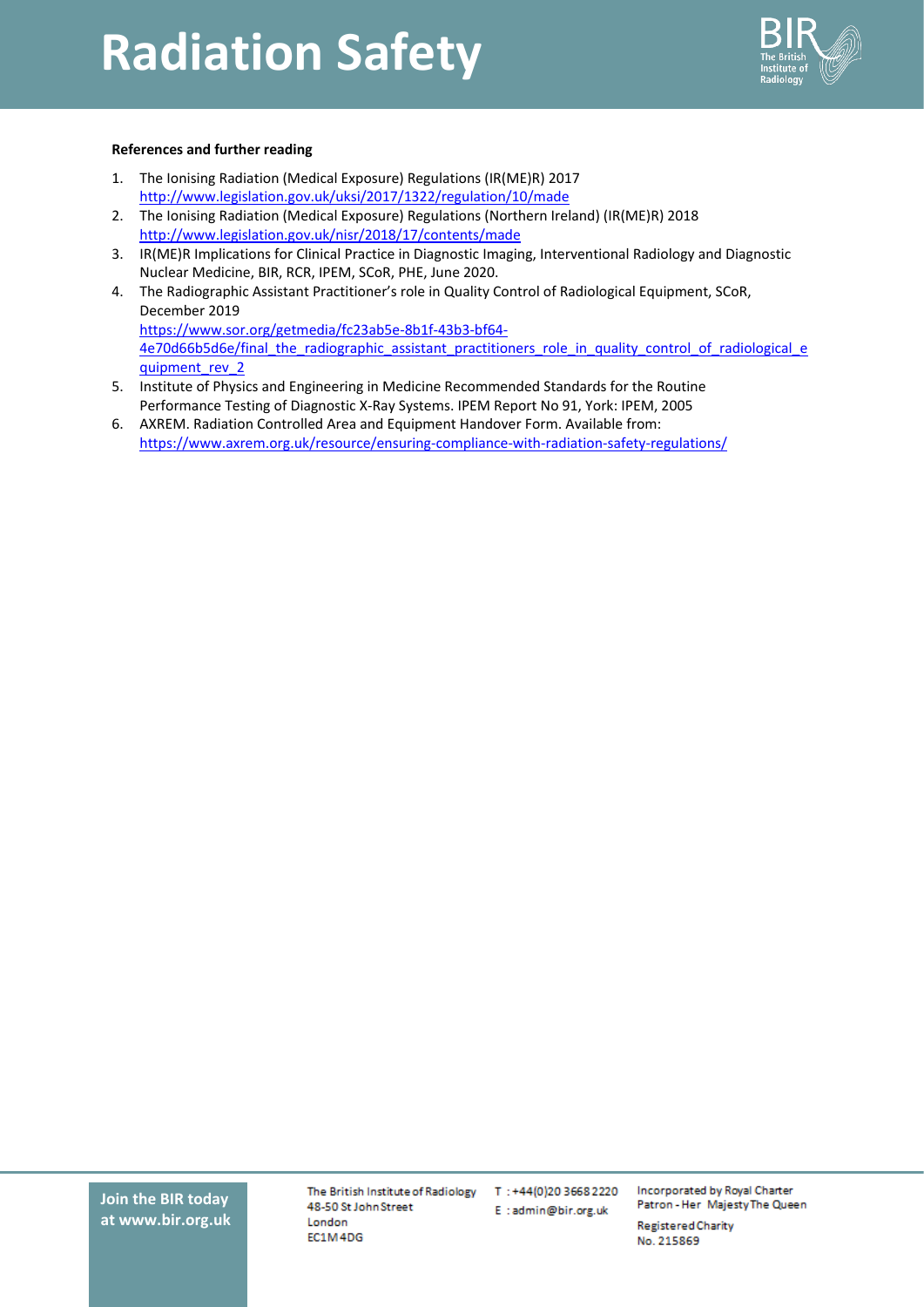**References and further reading**

1. The Ionising Radiation (Medical Exposure) Regulations (IR(ME)R) 2017 http://www.legislation.gov.uk/uksi/2017/1322/regulation/10/made
2. The Ionising Radiation (Medical Exposure) Regulations (Northern Ireland) (IR(ME)R) 2018 http://www.legislation.gov.uk/nisr/2018/17/contents/made
3. IR(ME)R Implications for Clinical Practice in Diagnostic Imaging, Interventional Radiology and Diagnostic Nuclear Medicine, BIR, RCR, IPEM, SCoR, PHE, June 2020.
4. The Radiographic Assistant Practitioner's role in Quality Control of Radiological Equipment, SCoR, December 2019 https://www.sor.org/getmedia/fc23ab5e-8b1f-43b3-bf64-4e70d66b5d6e/final_the_radiographic_assistant_practitioners_role_in_quality_control_of_radiological_equipment_rev_2
5. Institute of Physics and Engineering in Medicine Recommended Standards for the Routine Performance Testing of Diagnostic X-Ray Systems. IPEM Report No 91, York: IPEM, 2005
6. AXREM. Radiation Controlled Area and Equipment Handover Form. Available from: https://www.axrem.org.uk/resource/ensuring-compliance-with-radiation-safety-regulations/